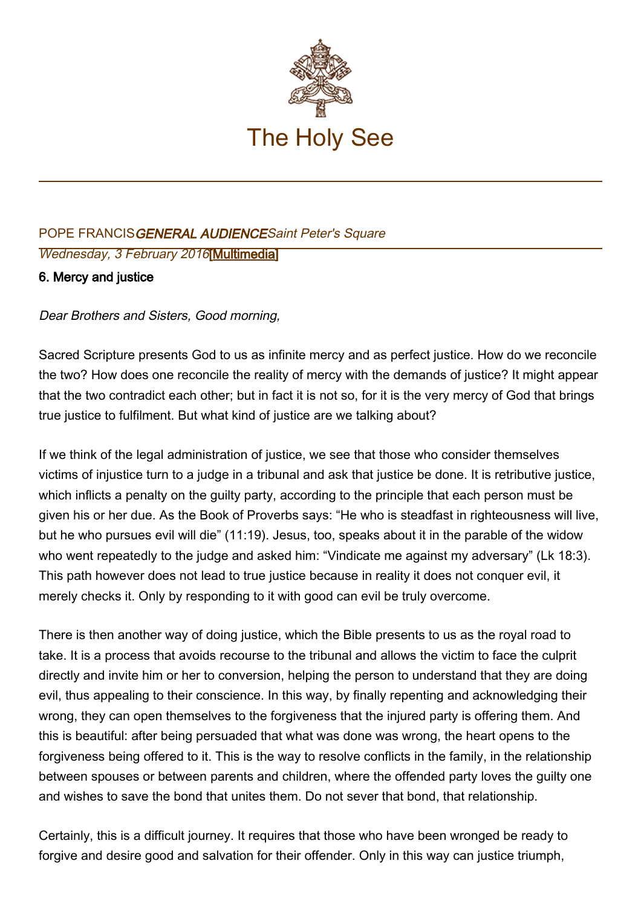# The Holy See

POPE FRANCIS *GENERAL AUDIENCE* *Saint Peter's Square*

*Wednesday, 3 February 2016* [Multimedia]

## 6. Mercy and justice

*Dear Brothers and Sisters, Good morning,*

Sacred Scripture presents God to us as infinite mercy and as perfect justice. How do we reconcile the two? How does one reconcile the reality of mercy with the demands of justice? It might appear that the two contradict each other; but in fact it is not so, for it is the very mercy of God that brings true justice to fulfilment. But what kind of justice are we talking about?

If we think of the legal administration of justice, we see that those who consider themselves victims of injustice turn to a judge in a tribunal and ask that justice be done. It is retributive justice, which inflicts a penalty on the guilty party, according to the principle that each person must be given his or her due. As the Book of Proverbs says: “He who is steadfast in righteousness will live, but he who pursues evil will die” (11:19). Jesus, too, speaks about it in the parable of the widow who went repeatedly to the judge and asked him: “Vindicate me against my adversary” (Lk 18:3). This path however does not lead to true justice because in reality it does not conquer evil, it merely checks it. Only by responding to it with good can evil be truly overcome.

There is then another way of doing justice, which the Bible presents to us as the royal road to take. It is a process that avoids recourse to the tribunal and allows the victim to face the culprit directly and invite him or her to conversion, helping the person to understand that they are doing evil, thus appealing to their conscience. In this way, by finally repenting and acknowledging their wrong, they can open themselves to the forgiveness that the injured party is offering them. And this is beautiful: after being persuaded that what was done was wrong, the heart opens to the forgiveness being offered to it. This is the way to resolve conflicts in the family, in the relationship between spouses or between parents and children, where the offended party loves the guilty one and wishes to save the bond that unites them. Do not sever that bond, that relationship.

Certainly, this is a difficult journey. It requires that those who have been wronged be ready to forgive and desire good and salvation for their offender. Only in this way can justice triumph,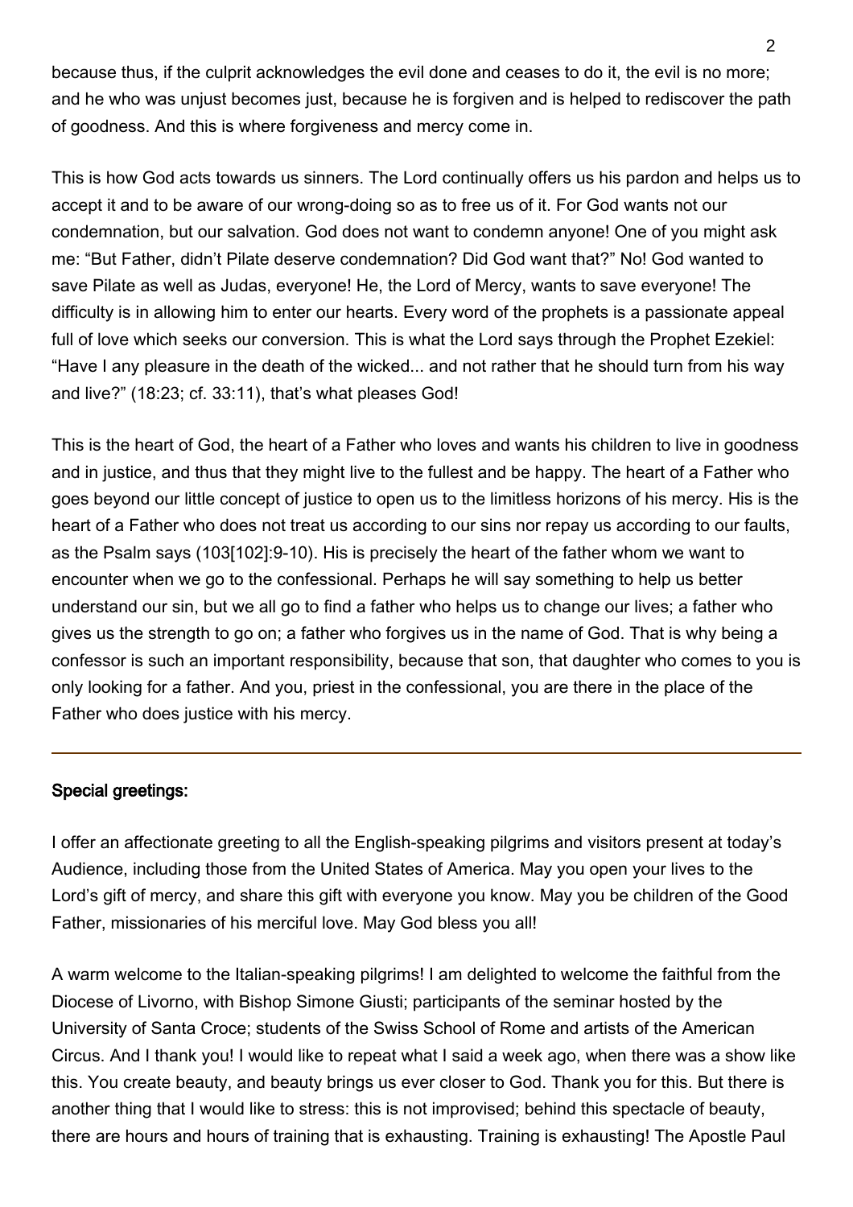because thus, if the culprit acknowledges the evil done and ceases to do it, the evil is no more; and he who was unjust becomes just, because he is forgiven and is helped to rediscover the path of goodness. And this is where forgiveness and mercy come in.

This is how God acts towards us sinners. The Lord continually offers us his pardon and helps us to accept it and to be aware of our wrong-doing so as to free us of it. For God wants not our condemnation, but our salvation. God does not want to condemn anyone! One of you might ask me: “But Father, didn’t Pilate deserve condemnation? Did God want that?” No! God wanted to save Pilate as well as Judas, everyone! He, the Lord of Mercy, wants to save everyone! The difficulty is in allowing him to enter our hearts. Every word of the prophets is a passionate appeal full of love which seeks our conversion. This is what the Lord says through the Prophet Ezekiel: “Have I any pleasure in the death of the wicked... and not rather that he should turn from his way and live?” (18:23; cf. 33:11), that’s what pleases God!

This is the heart of God, the heart of a Father who loves and wants his children to live in goodness and in justice, and thus that they might live to the fullest and be happy. The heart of a Father who goes beyond our little concept of justice to open us to the limitless horizons of his mercy. His is the heart of a Father who does not treat us according to our sins nor repay us according to our faults, as the Psalm says (103[102]:9-10). His is precisely the heart of the father whom we want to encounter when we go to the confessional. Perhaps he will say something to help us better understand our sin, but we all go to find a father who helps us to change our lives; a father who gives us the strength to go on; a father who forgives us in the name of God. That is why being a confessor is such an important responsibility, because that son, that daughter who comes to you is only looking for a father. And you, priest in the confessional, you are there in the place of the Father who does justice with his mercy.

---

**Special greetings:**

I offer an affectionate greeting to all the English-speaking pilgrims and visitors present at today’s Audience, including those from the United States of America. May you open your lives to the Lord’s gift of mercy, and share this gift with everyone you know. May you be children of the Good Father, missionaries of his merciful love. May God bless you all!

A warm welcome to the Italian-speaking pilgrims! I am delighted to welcome the faithful from the Diocese of Livorno, with Bishop Simone Giusti; participants of the seminar hosted by the University of Santa Croce; students of the Swiss School of Rome and artists of the American Circus. And I thank you! I would like to repeat what I said a week ago, when there was a show like this. You create beauty, and beauty brings us ever closer to God. Thank you for this. But there is another thing that I would like to stress: this is not improvised; behind this spectacle of beauty, there are hours and hours of training that is exhausting. Training is exhausting! The Apostle Paul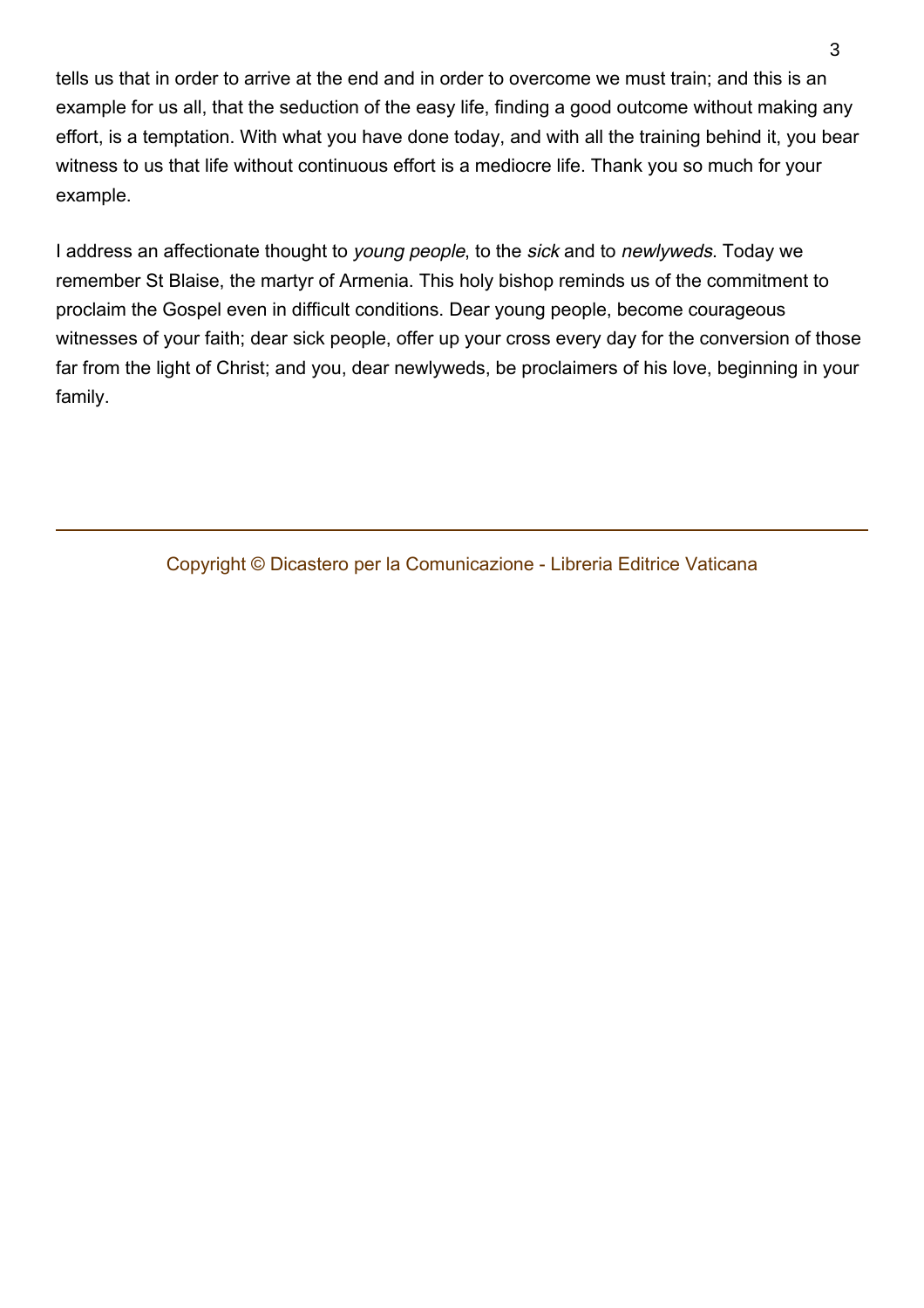tells us that in order to arrive at the end and in order to overcome we must train; and this is an example for us all, that the seduction of the easy life, finding a good outcome without making any effort, is a temptation. With what you have done today, and with all the training behind it, you bear witness to us that life without continuous effort is a mediocre life. Thank you so much for your example.

I address an affectionate thought to *young people*, to the *sick* and to *newlyweds*. Today we remember St Blaise, the martyr of Armenia. This holy bishop reminds us of the commitment to proclaim the Gospel even in difficult conditions. Dear young people, become courageous witnesses of your faith; dear sick people, offer up your cross every day for the conversion of those far from the light of Christ; and you, dear newlyweds, be proclaimers of his love, beginning in your family.

---

Copyright © Dicastero per la Comunicazione - Libreria Editrice Vaticana